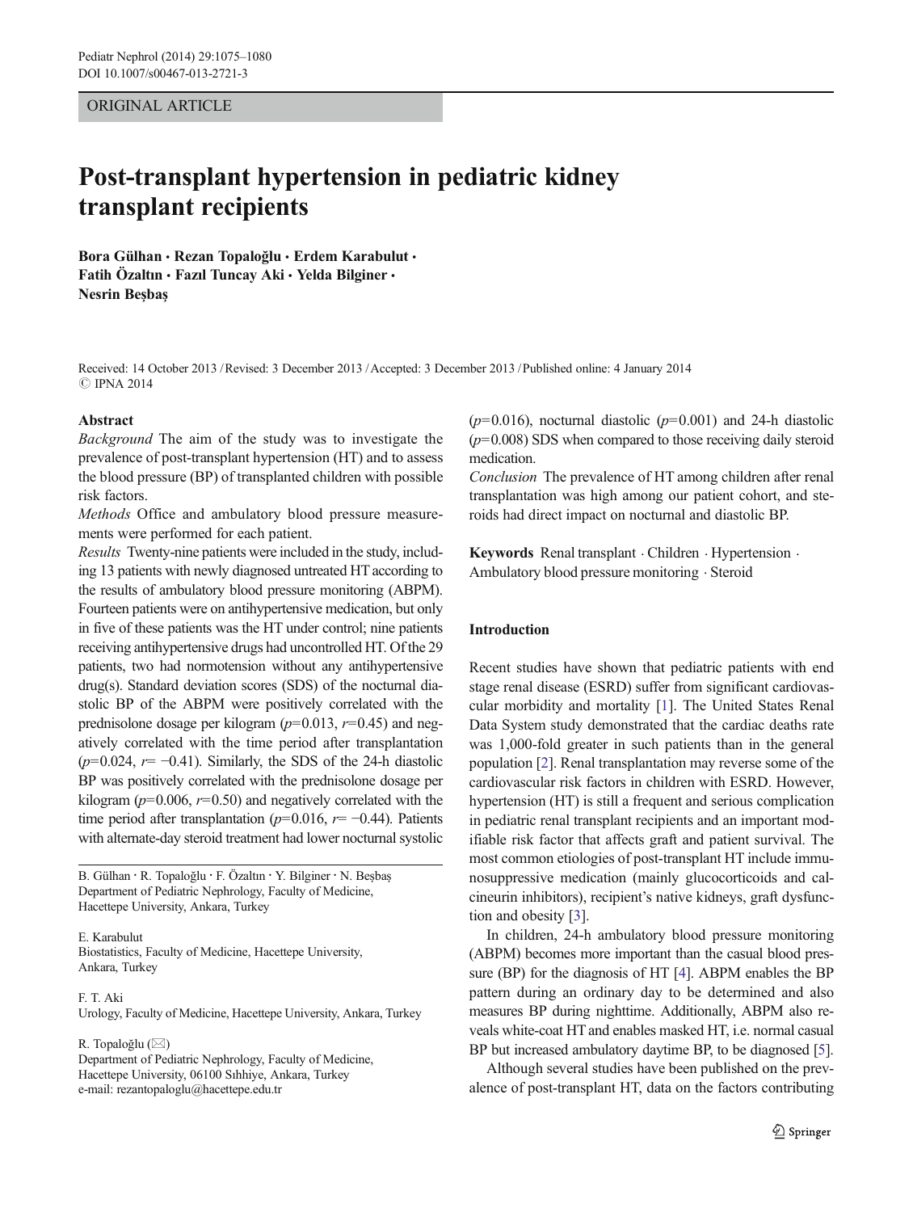ORIGINAL ARTICLE

# Post-transplant hypertension in pediatric kidney transplant recipients

**Bora Gülhan · Rezan Topaloğlu · Erdem Karabulut · Fatih Özaltın · Fazıl Tuncay Aki · Yelda Bilginer · Nesrin Beşbaş**

Received: 14 October 2013 / Revised: 3 December 2013 / Accepted: 3 December 2013 / Published online: 4 January 2014
© IPNA 2014

**Abstract**

*Background* The aim of the study was to investigate the prevalence of post-transplant hypertension (HT) and to assess the blood pressure (BP) of transplanted children with possible risk factors.

*Methods* Office and ambulatory blood pressure measurements were performed for each patient.

*Results* Twenty-nine patients were included in the study, including 13 patients with newly diagnosed untreated HT according to the results of ambulatory blood pressure monitoring (ABPM). Fourteen patients were on antihypertensive medication, but only in five of these patients was the HT under control; nine patients receiving antihypertensive drugs had uncontrolled HT. Of the 29 patients, two had normotension without any antihypertensive drug(s). Standard deviation scores (SDS) of the nocturnal diastolic BP of the ABPM were positively correlated with the prednisolone dosage per kilogram ($p=0.013$, $r=0.45$) and negatively correlated with the time period after transplantation ($p=0.024$, $r=-0.41$). Similarly, the SDS of the 24-h diastolic BP was positively correlated with the prednisolone dosage per kilogram ($p=0.006$, $r=0.50$) and negatively correlated with the time period after transplantation ($p=0.016$, $r=-0.44$). Patients with alternate-day steroid treatment had lower nocturnal systolic ($p=0.016$), nocturnal diastolic ($p=0.001$) and 24-h diastolic ($p=0.008$) SDS when compared to those receiving daily steroid medication.

*Conclusion* The prevalence of HT among children after renal transplantation was high among our patient cohort, and steroids had direct impact on nocturnal and diastolic BP.

**Keywords** Renal transplant · Children · Hypertension · Ambulatory blood pressure monitoring · Steroid

B. Gülhan · R. Topaloğlu · F. Özaltın · Y. Bilginer · N. Beşbaş
Department of Pediatric Nephrology, Faculty of Medicine, Hacettepe University, Ankara, Turkey

E. Karabulut
Biostatistics, Faculty of Medicine, Hacettepe University, Ankara, Turkey

F. T. Aki
Urology, Faculty of Medicine, Hacettepe University, Ankara, Turkey

R. Topaloğlu (✉)
Department of Pediatric Nephrology, Faculty of Medicine, Hacettepe University, 06100 Sıhhiye, Ankara, Turkey
e-mail: rezantopaloglu@hacettepe.edu.tr

## Introduction

Recent studies have shown that pediatric patients with end stage renal disease (ESRD) suffer from significant cardiovascular morbidity and mortality [1]. The United States Renal Data System study demonstrated that the cardiac deaths rate was 1,000-fold greater in such patients than in the general population [2]. Renal transplantation may reverse some of the cardiovascular risk factors in children with ESRD. However, hypertension (HT) is still a frequent and serious complication in pediatric renal transplant recipients and an important modifiable risk factor that affects graft and patient survival. The most common etiologies of post-transplant HT include immunosuppressive medication (mainly glucocorticoids and calcineurin inhibitors), recipient's native kidneys, graft dysfunction and obesity [3].

In children, 24-h ambulatory blood pressure monitoring (ABPM) becomes more important than the casual blood pressure (BP) for the diagnosis of HT [4]. ABPM enables the BP pattern during an ordinary day to be determined and also measures BP during nighttime. Additionally, ABPM also reveals white-coat HT and enables masked HT, i.e. normal casual BP but increased ambulatory daytime BP, to be diagnosed [5].

Although several studies have been published on the prevalence of post-transplant HT, data on the factors contributing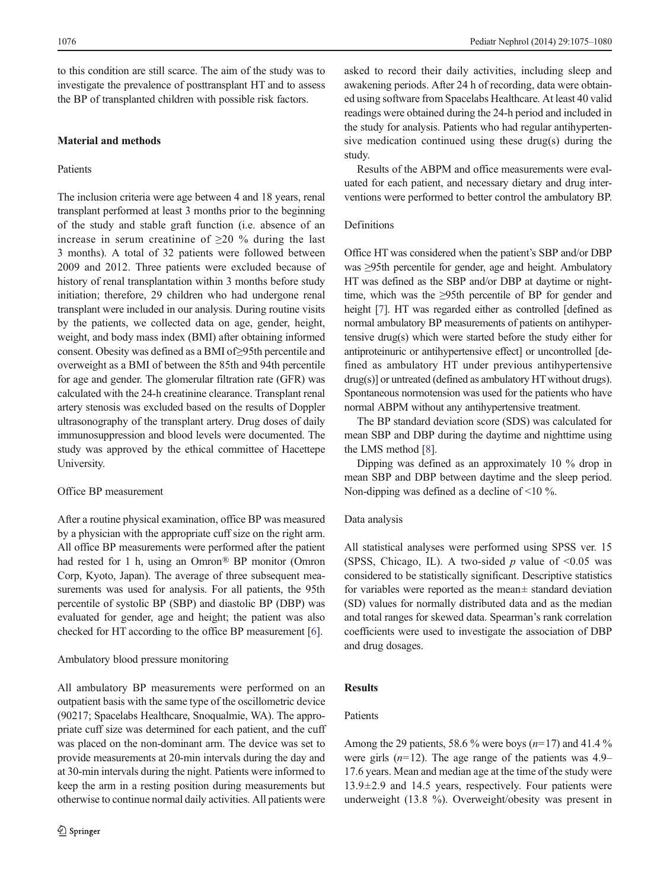to this condition are still scarce. The aim of the study was to investigate the prevalence of posttransplant HT and to assess the BP of transplanted children with possible risk factors.

## Material and methods

### Patients

The inclusion criteria were age between 4 and 18 years, renal transplant performed at least 3 months prior to the beginning of the study and stable graft function (i.e. absence of an increase in serum creatinine of ≥20 % during the last 3 months). A total of 32 patients were followed between 2009 and 2012. Three patients were excluded because of history of renal transplantation within 3 months before study initiation; therefore, 29 children who had undergone renal transplant were included in our analysis. During routine visits by the patients, we collected data on age, gender, height, weight, and body mass index (BMI) after obtaining informed consent. Obesity was defined as a BMI of≥95th percentile and overweight as a BMI of between the 85th and 94th percentile for age and gender. The glomerular filtration rate (GFR) was calculated with the 24-h creatinine clearance. Transplant renal artery stenosis was excluded based on the results of Doppler ultrasonography of the transplant artery. Drug doses of daily immunosuppression and blood levels were documented. The study was approved by the ethical committee of Hacettepe University.

### Office BP measurement

After a routine physical examination, office BP was measured by a physician with the appropriate cuff size on the right arm. All office BP measurements were performed after the patient had rested for 1 h, using an Omron® BP monitor (Omron Corp, Kyoto, Japan). The average of three subsequent measurements was used for analysis. For all patients, the 95th percentile of systolic BP (SBP) and diastolic BP (DBP) was evaluated for gender, age and height; the patient was also checked for HT according to the office BP measurement [6].

### Ambulatory blood pressure monitoring

All ambulatory BP measurements were performed on an outpatient basis with the same type of the oscillometric device (90217; Spacelabs Healthcare, Snoqualmie, WA). The appropriate cuff size was determined for each patient, and the cuff was placed on the non-dominant arm. The device was set to provide measurements at 20-min intervals during the day and at 30-min intervals during the night. Patients were informed to keep the arm in a resting position during measurements but otherwise to continue normal daily activities. All patients were asked to record their daily activities, including sleep and awakening periods. After 24 h of recording, data were obtained using software from Spacelabs Healthcare. At least 40 valid readings were obtained during the 24-h period and included in the study for analysis. Patients who had regular antihypertensive medication continued using these drug(s) during the study.

Results of the ABPM and office measurements were evaluated for each patient, and necessary dietary and drug interventions were performed to better control the ambulatory BP.

### Definitions

Office HT was considered when the patient's SBP and/or DBP was ≥95th percentile for gender, age and height. Ambulatory HT was defined as the SBP and/or DBP at daytime or nighttime, which was the ≥95th percentile of BP for gender and height [7]. HT was regarded either as controlled [defined as normal ambulatory BP measurements of patients on antihypertensive drug(s) which were started before the study either for antiproteinuric or antihypertensive effect] or uncontrolled [defined as ambulatory HT under previous antihypertensive drug(s)] or untreated (defined as ambulatory HT without drugs). Spontaneous normotension was used for the patients who have normal ABPM without any antihypertensive treatment.

The BP standard deviation score (SDS) was calculated for mean SBP and DBP during the daytime and nighttime using the LMS method [8].

Dipping was defined as an approximately 10 % drop in mean SBP and DBP between daytime and the sleep period. Non-dipping was defined as a decline of <10 %.

### Data analysis

All statistical analyses were performed using SPSS ver. 15 (SPSS, Chicago, IL). A two-sided $p$ value of <0.05 was considered to be statistically significant. Descriptive statistics for variables were reported as the mean± standard deviation (SD) values for normally distributed data and as the median and total ranges for skewed data. Spearman's rank correlation coefficients were used to investigate the association of DBP and drug dosages.

## Results

### Patients

Among the 29 patients, 58.6 % were boys ($n$=17) and 41.4 % were girls ($n$=12). The age range of the patients was 4.9–17.6 years. Mean and median age at the time of the study were 13.9±2.9 and 14.5 years, respectively. Four patients were underweight (13.8 %). Overweight/obesity was present in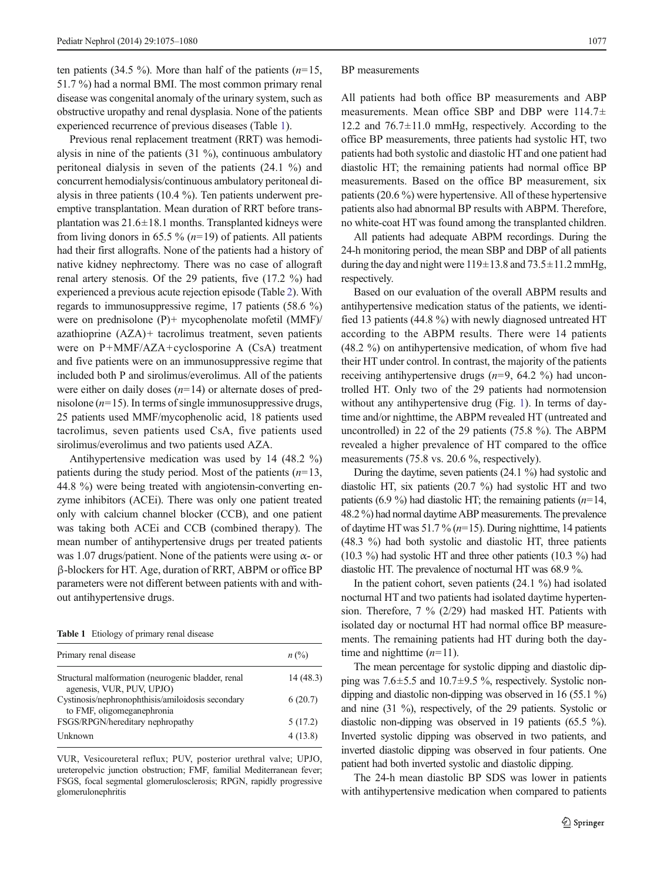ten patients (34.5 %). More than half of the patients ($n$=15, 51.7 %) had a normal BMI. The most common primary renal disease was congenital anomaly of the urinary system, such as obstructive uropathy and renal dysplasia. None of the patients experienced recurrence of previous diseases (Table 1).

Previous renal replacement treatment (RRT) was hemodialysis in nine of the patients (31 %), continuous ambulatory peritoneal dialysis in seven of the patients (24.1 %) and concurrent hemodialysis/continuous ambulatory peritoneal dialysis in three patients (10.4 %). Ten patients underwent preemptive transplantation. Mean duration of RRT before transplantation was 21.6±18.1 months. Transplanted kidneys were from living donors in 65.5 % ($n$=19) of patients. All patients had their first allografts. None of the patients had a history of native kidney nephrectomy. There was no case of allograft renal artery stenosis. Of the 29 patients, five (17.2 %) had experienced a previous acute rejection episode (Table 2). With regards to immunosuppressive regime, 17 patients (58.6 %) were on prednisolone (P)+ mycophenolate mofetil (MMF)/ azathioprine (AZA)+ tacrolimus treatment, seven patients were on P+MMF/AZA+cyclosporine A (CsA) treatment and five patients were on an immunosuppressive regime that included both P and sirolimus/everolimus. All of the patients were either on daily doses ($n$=14) or alternate doses of prednisolone ($n$=15). In terms of single immunosuppressive drugs, 25 patients used MMF/mycophenolic acid, 18 patients used tacrolimus, seven patients used CsA, five patients used sirolimus/everolimus and two patients used AZA.

Antihypertensive medication was used by 14 (48.2 %) patients during the study period. Most of the patients ($n$=13, 44.8 %) were being treated with angiotensin-converting enzyme inhibitors (ACEi). There was only one patient treated only with calcium channel blocker (CCB), and one patient was taking both ACEi and CCB (combined therapy). The mean number of antihypertensive drugs per treated patients was 1.07 drugs/patient. None of the patients were using α- or β-blockers for HT. Age, duration of RRT, ABPM or office BP parameters were not different between patients with and without antihypertensive drugs.

**Table 1** Etiology of primary renal disease

| Primary renal disease | $n$ (%) |
|---|---|
| Structural malformation (neurogenic bladder, renal agenesis, VUR, PUV, UPJO) | 14 (48.3) |
| Cystinosis/nephronophthisis/amiloidosis secondary to FMF, oligomeganephronia | 6 (20.7) |
| FSGS/RPGN/hereditary nephropathy | 5 (17.2) |
| Unknown | 4 (13.8) |

VUR, Vesicoureteral reflux; PUV, posterior urethral valve; UPJO, ureteropelvic junction obstruction; FMF, familial Mediterranean fever; FSGS, focal segmental glomerulosclerosis; RPGN, rapidly progressive glomerulonephritis

BP measurements

All patients had both office BP measurements and ABP measurements. Mean office SBP and DBP were 114.7±12.2 and 76.7±11.0 mmHg, respectively. According to the office BP measurements, three patients had systolic HT, two patients had both systolic and diastolic HT and one patient had diastolic HT; the remaining patients had normal office BP measurements. Based on the office BP measurement, six patients (20.6 %) were hypertensive. All of these hypertensive patients also had abnormal BP results with ABPM. Therefore, no white-coat HT was found among the transplanted children.

All patients had adequate ABPM recordings. During the 24-h monitoring period, the mean SBP and DBP of all patients during the day and night were 119±13.8 and 73.5±11.2 mmHg, respectively.

Based on our evaluation of the overall ABPM results and antihypertensive medication status of the patients, we identified 13 patients (44.8 %) with newly diagnosed untreated HT according to the ABPM results. There were 14 patients (48.2 %) on antihypertensive medication, of whom five had their HT under control. In contrast, the majority of the patients receiving antihypertensive drugs ($n$=9, 64.2 %) had uncontrolled HT. Only two of the 29 patients had normotension without any antihypertensive drug (Fig. 1). In terms of daytime and/or nighttime, the ABPM revealed HT (untreated and uncontrolled) in 22 of the 29 patients (75.8 %). The ABPM revealed a higher prevalence of HT compared to the office measurements (75.8 vs. 20.6 %, respectively).

During the daytime, seven patients (24.1 %) had systolic and diastolic HT, six patients (20.7 %) had systolic HT and two patients (6.9 %) had diastolic HT; the remaining patients ($n$=14, 48.2 %) had normal daytime ABPM measurements. The prevalence of daytime HT was 51.7 % ($n$=15). During nighttime, 14 patients (48.3 %) had both systolic and diastolic HT, three patients (10.3 %) had systolic HT and three other patients (10.3 %) had diastolic HT. The prevalence of nocturnal HT was 68.9 %.

In the patient cohort, seven patients (24.1 %) had isolated nocturnal HT and two patients had isolated daytime hypertension. Therefore, 7 % (2/29) had masked HT. Patients with isolated day or nocturnal HT had normal office BP measurements. The remaining patients had HT during both the daytime and nighttime ($n$=11).

The mean percentage for systolic dipping and diastolic dipping was 7.6±5.5 and 10.7±9.5 %, respectively. Systolic non-dipping and diastolic non-dipping was observed in 16 (55.1 %) and nine (31 %), respectively, of the 29 patients. Systolic or diastolic non-dipping was observed in 19 patients (65.5 %). Inverted systolic dipping was observed in two patients, and inverted diastolic dipping was observed in four patients. One patient had both inverted systolic and diastolic dipping.

The 24-h mean diastolic BP SDS was lower in patients with antihypertensive medication when compared to patients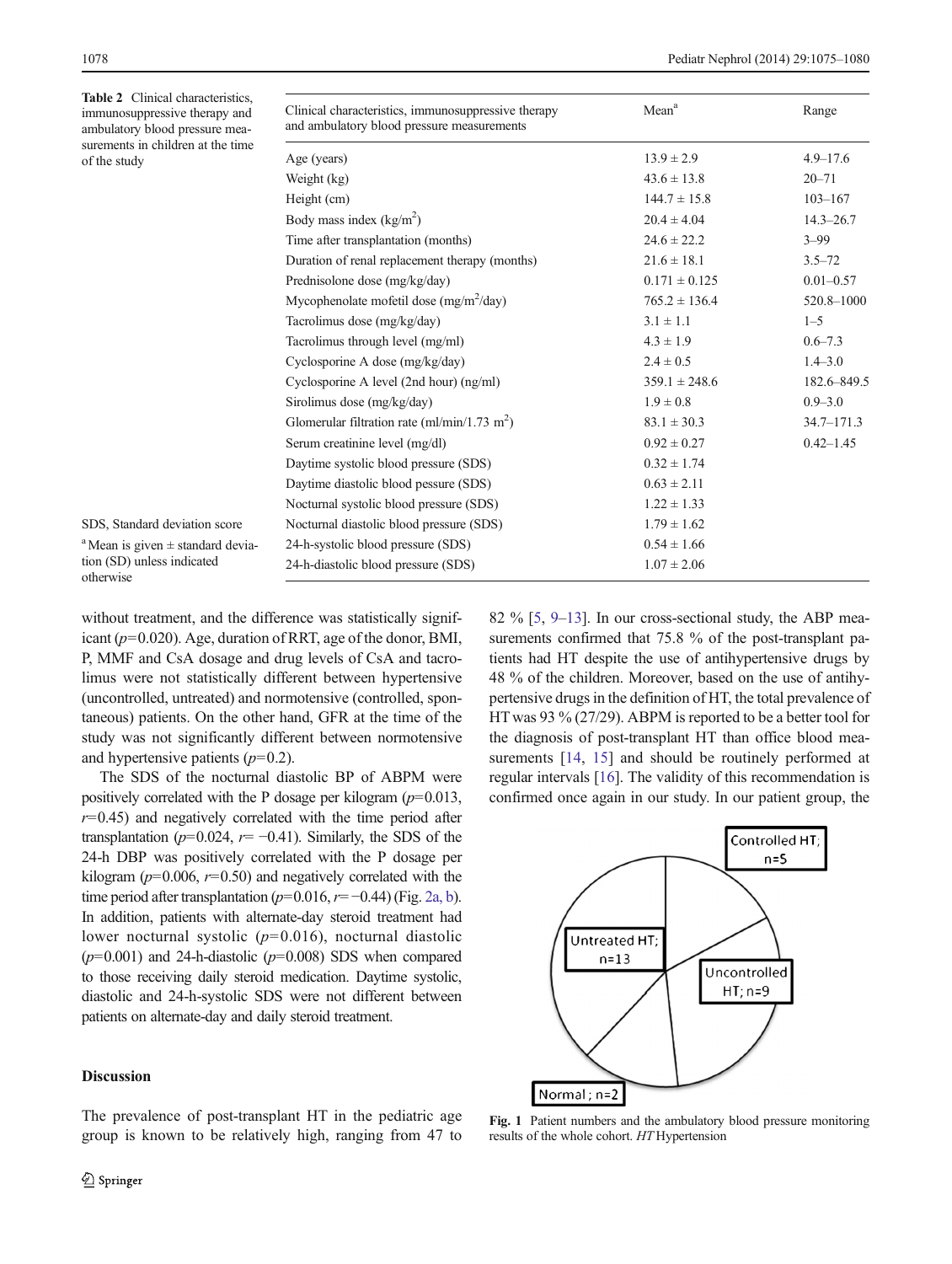**Table 2** Clinical characteristics, immunosuppressive therapy and ambulatory blood pressure measurements in children at the time of the study

| Clinical characteristics, immunosuppressive therapy and ambulatory blood pressure measurements | Mean[a] | Range |
|---|---|---|
| Age (years) | 13.9 ± 2.9 | 4.9–17.6 |
| Weight (kg) | 43.6 ± 13.8 | 20–71 |
| Height (cm) | 144.7 ± 15.8 | 103–167 |
| Body mass index (kg/m$^2$) | 20.4 ± 4.04 | 14.3–26.7 |
| Time after transplantation (months) | 24.6 ± 22.2 | 3–99 |
| Duration of renal replacement therapy (months) | 21.6 ± 18.1 | 3.5–72 |
| Prednisolone dose (mg/kg/day) | 0.171 ± 0.125 | 0.01–0.57 |
| Mycophenolate mofetil dose (mg/m$^2$/day) | 765.2 ± 136.4 | 520.8–1000 |
| Tacrolimus dose (mg/kg/day) | 3.1 ± 1.1 | 1–5 |
| Tacrolimus through level (mg/ml) | 4.3 ± 1.9 | 0.6–7.3 |
| Cyclosporine A dose (mg/kg/day) | 2.4 ± 0.5 | 1.4–3.0 |
| Cyclosporine A level (2nd hour) (ng/ml) | 359.1 ± 248.6 | 182.6–849.5 |
| Sirolimus dose (mg/kg/day) | 1.9 ± 0.8 | 0.9–3.0 |
| Glomerular filtration rate (ml/min/1.73 m$^2$) | 83.1 ± 30.3 | 34.7–171.3 |
| Serum creatinine level (mg/dl) | 0.92 ± 0.27 | 0.42–1.45 |
| Daytime systolic blood pressure (SDS) | 0.32 ± 1.74 | |
| Daytime diastolic blood pressure (SDS) | 0.63 ± 2.11 | |
| Nocturnal systolic blood pressure (SDS) | 1.22 ± 1.33 | |
| Nocturnal diastolic blood pressure (SDS) | 1.79 ± 1.62 | |
| 24-h-systolic blood pressure (SDS) | 0.54 ± 1.66 | |
| 24-h-diastolic blood pressure (SDS) | 1.07 ± 2.06 | |

SDS, Standard deviation score

[a] Mean is given ± standard deviation (SD) unless indicated otherwise

without treatment, and the difference was statistically significant ($p$=0.020). Age, duration of RRT, age of the donor, BMI, P, MMF and CsA dosage and drug levels of CsA and tacrolimus were not statistically different between hypertensive (uncontrolled, untreated) and normotensive (controlled, spontaneous) patients. On the other hand, GFR at the time of the study was not significantly different between normotensive and hypertensive patients ($p$=0.2).

The SDS of the nocturnal diastolic BP of ABPM were positively correlated with the P dosage per kilogram ($p$=0.013, $r$=0.45) and negatively correlated with the time period after transplantation ($p$=0.024, $r$= −0.41). Similarly, the SDS of the 24-h DBP was positively correlated with the P dosage per kilogram ($p$=0.006, $r$=0.50) and negatively correlated with the time period after transplantation ($p$=0.016, $r$= −0.44) (Fig. 2a, b). In addition, patients with alternate-day steroid treatment had lower nocturnal systolic ($p$=0.016), nocturnal diastolic ($p$=0.001) and 24-h-diastolic ($p$=0.008) SDS when compared to those receiving daily steroid medication. Daytime systolic, diastolic and 24-h-systolic SDS were not different between patients on alternate-day and daily steroid treatment.

## Discussion

The prevalence of post-transplant HT in the pediatric age group is known to be relatively high, ranging from 47 to 82 % [5, 9–13]. In our cross-sectional study, the ABP measurements confirmed that 75.8 % of the post-transplant patients had HT despite the use of antihypertensive drugs by 48 % of the children. Moreover, based on the use of antihypertensive drugs in the definition of HT, the total prevalence of HT was 93 % (27/29). ABPM is reported to be a better tool for the diagnosis of post-transplant HT than office blood measurements [14, 15] and should be routinely performed at regular intervals [16]. The validity of this recommendation is confirmed once again in our study. In our patient group, the

Controlled HT; n=5

Untreated HT; n=13

Uncontrolled HT; n=9

Normal ; n=2

**Fig. 1** Patient numbers and the ambulatory blood pressure monitoring results of the whole cohort. *HT* Hypertension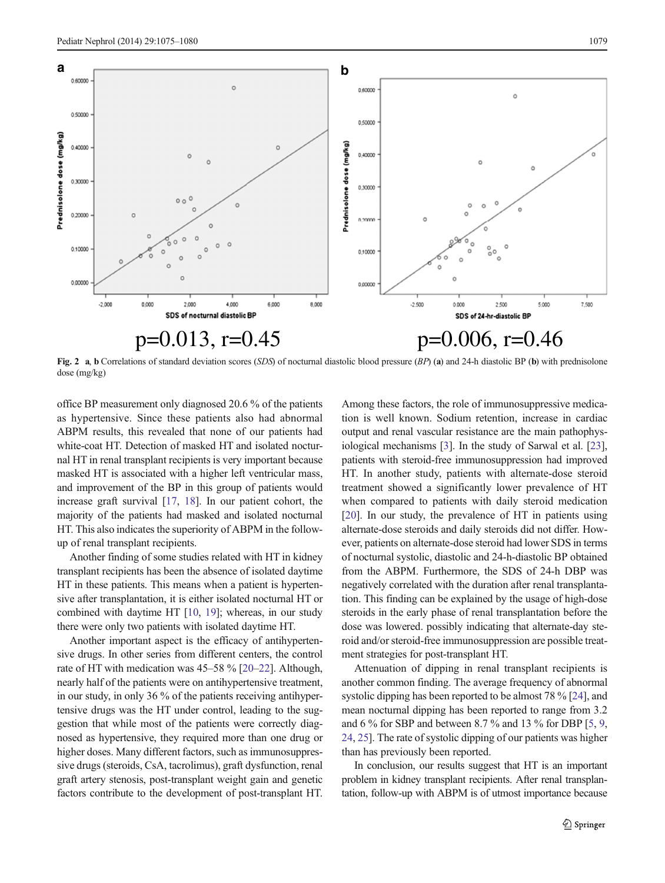p=0.013, r=0.45

p=0.006, r=0.46

**Fig. 2** **a**, **b** Correlations of standard deviation scores (*SDS*) of nocturnal diastolic blood pressure (*BP*) (**a**) and 24-h diastolic BP (**b**) with prednisolone dose (mg/kg)

office BP measurement only diagnosed 20.6 % of the patients as hypertensive. Since these patients also had abnormal ABPM results, this revealed that none of our patients had white-coat HT. Detection of masked HT and isolated nocturnal HT in renal transplant recipients is very important because masked HT is associated with a higher left ventricular mass, and improvement of the BP in this group of patients would increase graft survival [17, 18]. In our patient cohort, the majority of the patients had masked and isolated nocturnal HT. This also indicates the superiority of ABPM in the follow-up of renal transplant recipients.

Another finding of some studies related with HT in kidney transplant recipients has been the absence of isolated daytime HT in these patients. This means when a patient is hypertensive after transplantation, it is either isolated nocturnal HT or combined with daytime HT [10, 19]; whereas, in our study there were only two patients with isolated daytime HT.

Another important aspect is the efficacy of antihypertensive drugs. In other series from different centers, the control rate of HT with medication was 45–58 % [20–22]. Although, nearly half of the patients were on antihypertensive treatment, in our study, in only 36 % of the patients receiving antihypertensive drugs was the HT under control, leading to the suggestion that while most of the patients were correctly diagnosed as hypertensive, they required more than one drug or higher doses. Many different factors, such as immunosuppressive drugs (steroids, CsA, tacrolimus), graft dysfunction, renal graft artery stenosis, post-transplant weight gain and genetic factors contribute to the development of post-transplant HT. Among these factors, the role of immunosuppressive medication is well known. Sodium retention, increase in cardiac output and renal vascular resistance are the main pathophysiological mechanisms [3]. In the study of Sarwal et al. [23], patients with steroid-free immunosuppression had improved HT. In another study, patients with alternate-dose steroid treatment showed a significantly lower prevalence of HT when compared to patients with daily steroid medication [20]. In our study, the prevalence of HT in patients using alternate-dose steroids and daily steroids did not differ. However, patients on alternate-dose steroid had lower SDS in terms of nocturnal systolic, diastolic and 24-h-diastolic BP obtained from the ABPM. Furthermore, the SDS of 24-h DBP was negatively correlated with the duration after renal transplantation. This finding can be explained by the usage of high-dose steroids in the early phase of renal transplantation before the dose was lowered. possibly indicating that alternate-day steroid and/or steroid-free immunosuppression are possible treatment strategies for post-transplant HT.

Attenuation of dipping in renal transplant recipients is another common finding. The average frequency of abnormal systolic dipping has been reported to be almost 78 % [24], and mean nocturnal dipping has been reported to range from 3.2 and 6 % for SBP and between 8.7 % and 13 % for DBP [5, 9, 24, 25]. The rate of systolic dipping of our patients was higher than has previously been reported.

In conclusion, our results suggest that HT is an important problem in kidney transplant recipients. After renal transplantation, follow-up with ABPM is of utmost importance because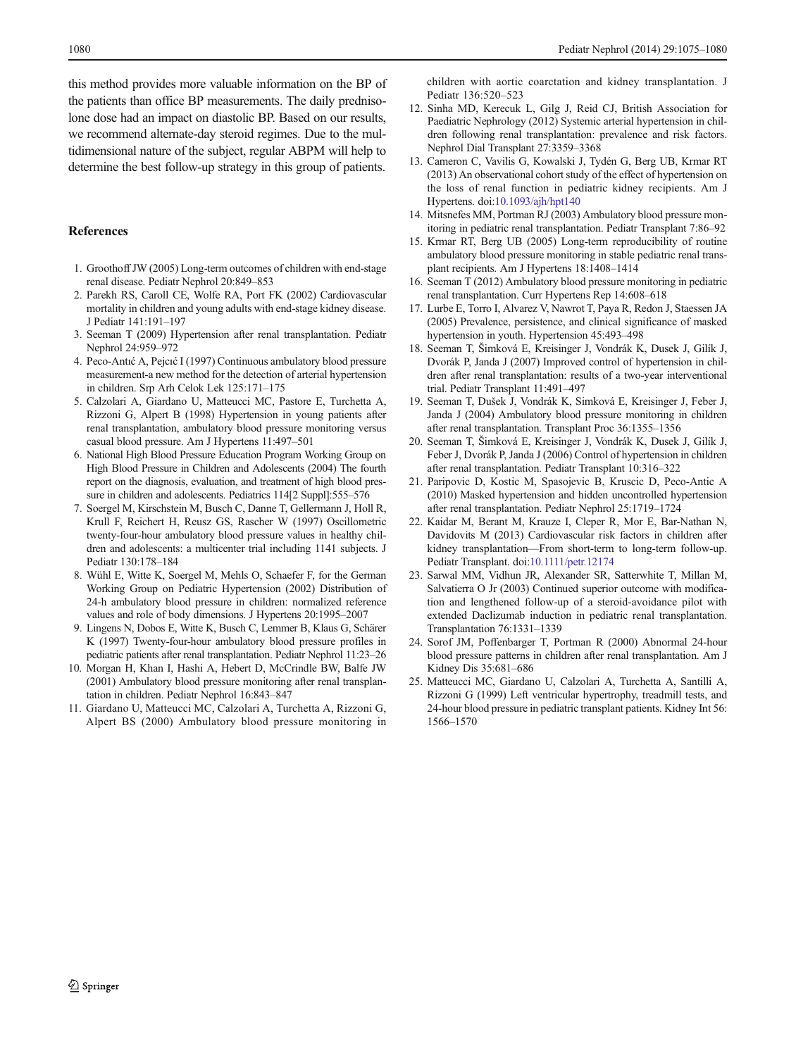this method provides more valuable information on the BP of the patients than office BP measurements. The daily prednisolone dose had an impact on diastolic BP. Based on our results, we recommend alternate-day steroid regimes. Due to the multidimensional nature of the subject, regular ABPM will help to determine the best follow-up strategy in this group of patients.

## References

1. Groothoff JW (2005) Long-term outcomes of children with end-stage renal disease. Pediatr Nephrol 20:849–853
2. Parekh RS, Caroll CE, Wolfe RA, Port FK (2002) Cardiovascular mortality in children and young adults with end-stage kidney disease. J Pediatr 141:191–197
3. Seeman T (2009) Hypertension after renal transplantation. Pediatr Nephrol 24:959–972
4. Peco-Antıć A, Pejcıć I (1997) Continuous ambulatory blood pressure measurement-a new method for the detection of arterial hypertension in children. Srp Arh Celok Lek 125:171–175
5. Calzolari A, Giardano U, Matteucci MC, Pastore E, Turchetta A, Rizzoni G, Alpert B (1998) Hypertension in young patients after renal transplantation, ambulatory blood pressure monitoring versus casual blood pressure. Am J Hypertens 11:497–501
6. National High Blood Pressure Education Program Working Group on High Blood Pressure in Children and Adolescents (2004) The fourth report on the diagnosis, evaluation, and treatment of high blood pressure in children and adolescents. Pediatrics 114[2 Suppl]:555–576
7. Soergel M, Kirschstein M, Busch C, Danne T, Gellermann J, Holl R, Krull F, Reichert H, Reusz GS, Rascher W (1997) Oscillometric twenty-four-hour ambulatory blood pressure values in healthy children and adolescents: a multicenter trial including 1141 subjects. J Pediatr 130:178–184
8. Wühl E, Witte K, Soergel M, Mehls O, Schaefer F, for the German Working Group on Pediatric Hypertension (2002) Distribution of 24-h ambulatory blood pressure in children: normalized reference values and role of body dimensions. J Hypertens 20:1995–2007
9. Lingens N, Dobos E, Witte K, Busch C, Lemmer B, Klaus G, Schärer K (1997) Twenty-four-hour ambulatory blood pressure profiles in pediatric patients after renal transplantation. Pediatr Nephrol 11:23–26
10. Morgan H, Khan I, Hashi A, Hebert D, McCrindle BW, Balfe JW (2001) Ambulatory blood pressure monitoring after renal transplantation in children. Pediatr Nephrol 16:843–847
11. Giardano U, Matteucci MC, Calzolari A, Turchetta A, Rizzoni G, Alpert BS (2000) Ambulatory blood pressure monitoring in children with aortic coarctation and kidney transplantation. J Pediatr 136:520–523
12. Sinha MD, Kerecuk L, Gilg J, Reid CJ, British Association for Paediatric Nephrology (2012) Systemic arterial hypertension in children following renal transplantation: prevalence and risk factors. Nephrol Dial Transplant 27:3359–3368
13. Cameron C, Vavilis G, Kowalski J, Tydén G, Berg UB, Krmar RT (2013) An observational cohort study of the effect of hypertension on the loss of renal function in pediatric kidney recipients. Am J Hypertens. doi:10.1093/ajh/hpt140
14. Mitsnefes MM, Portman RJ (2003) Ambulatory blood pressure monitoring in pediatric renal transplantation. Pediatr Transplant 7:86–92
15. Krmar RT, Berg UB (2005) Long-term reproducibility of routine ambulatory blood pressure monitoring in stable pediatric renal transplant recipients. Am J Hypertens 18:1408–1414
16. Seeman T (2012) Ambulatory blood pressure monitoring in pediatric renal transplantation. Curr Hypertens Rep 14:608–618
17. Lurbe E, Torro I, Alvarez V, Nawrot T, Paya R, Redon J, Staessen JA (2005) Prevalence, persistence, and clinical significance of masked hypertension in youth. Hypertension 45:493–498
18. Seeman T, Šimková E, Kreisinger J, Vondrák K, Dusek J, Gilík J, Dvorák P, Janda J (2007) Improved control of hypertension in children after renal transplantation: results of a two-year interventional trial. Pediatr Transplant 11:491–497
19. Seeman T, Dušek J, Vondrák K, Simková E, Kreisinger J, Feber J, Janda J (2004) Ambulatory blood pressure monitoring in children after renal transplantation. Transplant Proc 36:1355–1356
20. Seeman T, Šimková E, Kreisinger J, Vondrák K, Dusek J, Gilík J, Feber J, Dvorák P, Janda J (2006) Control of hypertension in children after renal transplantation. Pediatr Transplant 10:316–322
21. Paripovic D, Kostic M, Spasojevic B, Kruscic D, Peco-Antic A (2010) Masked hypertension and hidden uncontrolled hypertension after renal transplantation. Pediatr Nephrol 25:1719–1724
22. Kaidar M, Berant M, Krauze I, Cleper R, Mor E, Bar-Nathan N, Davidovits M (2013) Cardiovascular risk factors in children after kidney transplantation—From short-term to long-term follow-up. Pediatr Transplant. doi:10.1111/petr.12174
23. Sarwal MM, Vidhun JR, Alexander SR, Satterwhite T, Millan M, Salvatierra O Jr (2003) Continued superior outcome with modification and lengthened follow-up of a steroid-avoidance pilot with extended Daclizumab induction in pediatric renal transplantation. Transplantation 76:1331–1339
24. Sorof JM, Poffenbarger T, Portman R (2000) Abnormal 24-hour blood pressure patterns in children after renal transplantation. Am J Kidney Dis 35:681–686
25. Matteucci MC, Giardano U, Calzolari A, Turchetta A, Santilli A, Rizzoni G (1999) Left ventricular hypertrophy, treadmill tests, and 24-hour blood pressure in pediatric transplant patients. Kidney Int 56:1566–1570